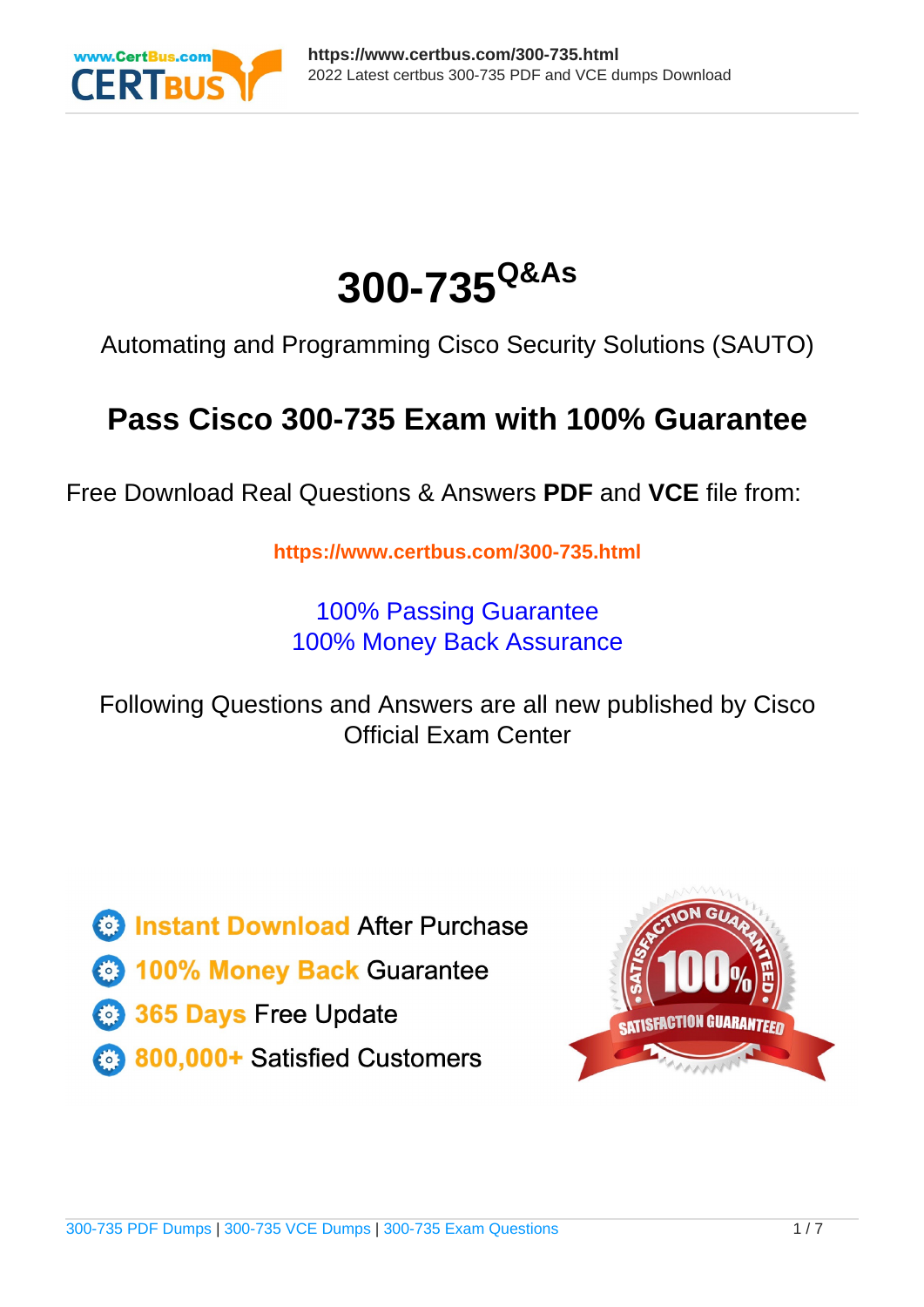# 300-735[Q&As]

Automating and Programming Cisco Security Solutions (SAUTO)

## Pass Cisco 300-735 Exam with 100% Guarantee

Free Download Real Questions & Answers **PDF** and **VCE** file from:

**https://www.certbus.com/300-735.html**

100% Passing Guarantee
100% Money Back Assurance

Following Questions and Answers are all new published by Cisco Official Exam Center

- **Instant Download** After Purchase
- **100% Money Back** Guarantee
- **365 Days** Free Update
- **800,000+** Satisfied Customers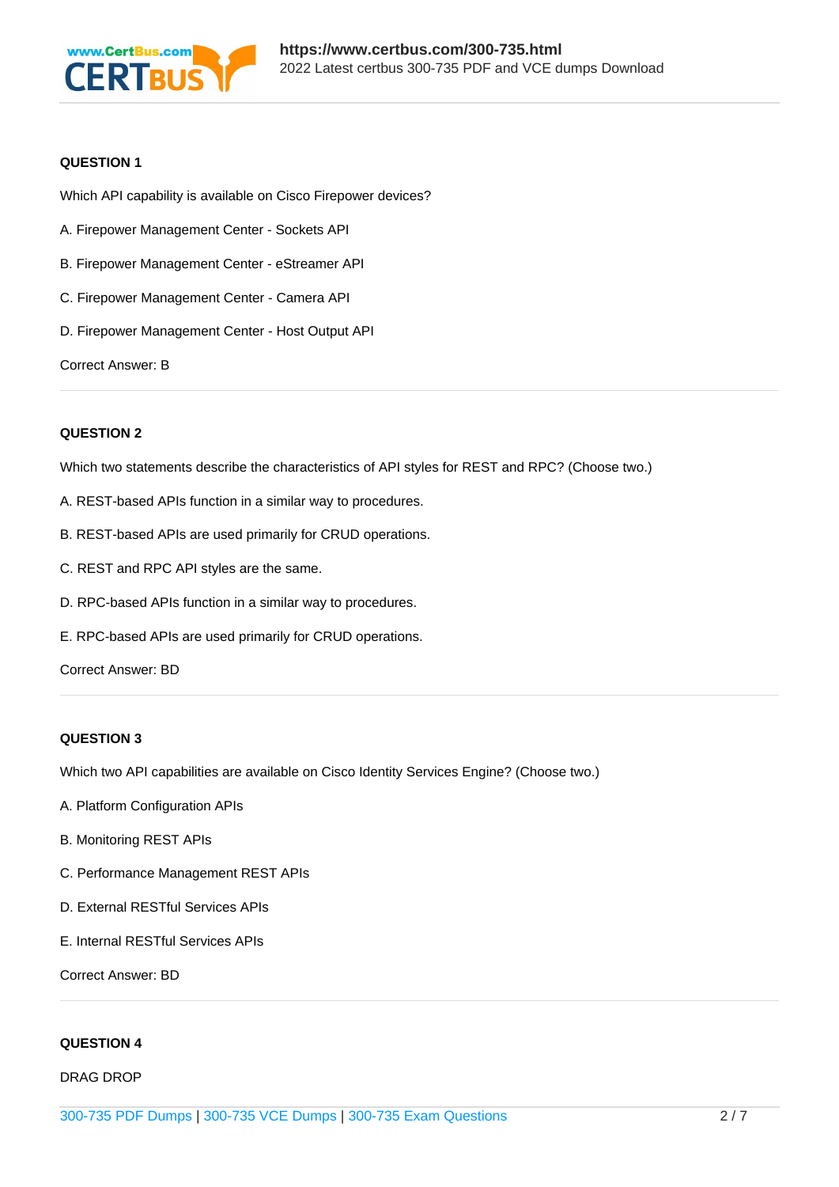**QUESTION 1**

Which API capability is available on Cisco Firepower devices?

A. Firepower Management Center - Sockets API

B. Firepower Management Center - eStreamer API

C. Firepower Management Center - Camera API

D. Firepower Management Center - Host Output API

Correct Answer: B

---

**QUESTION 2**

Which two statements describe the characteristics of API styles for REST and RPC? (Choose two.)

A. REST-based APIs function in a similar way to procedures.

B. REST-based APIs are used primarily for CRUD operations.

C. REST and RPC API styles are the same.

D. RPC-based APIs function in a similar way to procedures.

E. RPC-based APIs are used primarily for CRUD operations.

Correct Answer: BD

---

**QUESTION 3**

Which two API capabilities are available on Cisco Identity Services Engine? (Choose two.)

A. Platform Configuration APIs

B. Monitoring REST APIs

C. Performance Management REST APIs

D. External RESTful Services APIs

E. Internal RESTful Services APIs

Correct Answer: BD

---

**QUESTION 4**

DRAG DROP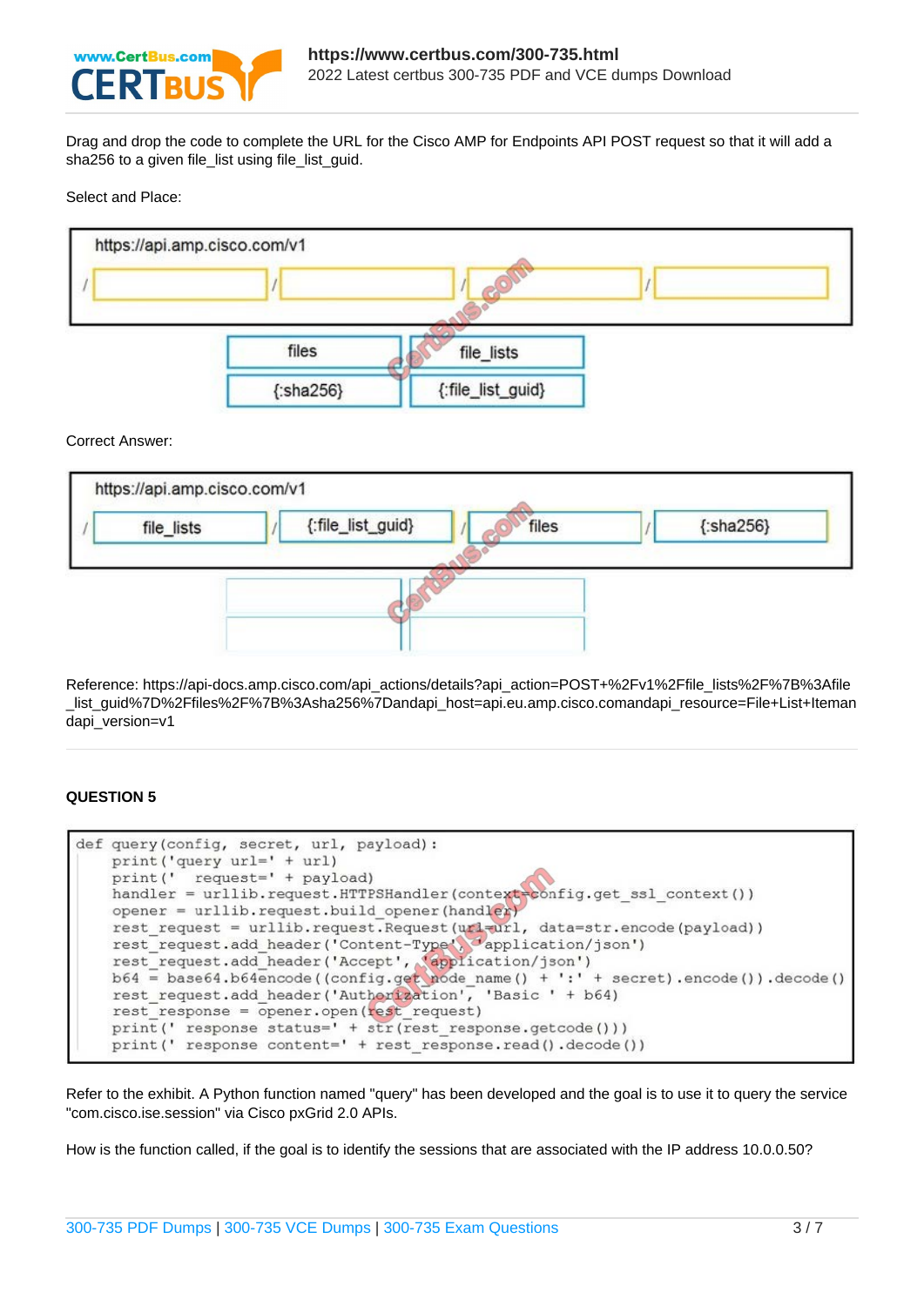Drag and drop the code to complete the URL for the Cisco AMP for Endpoints API POST request so that it will add a sha256 to a given file_list using file_list_guid.

Select and Place:

https://api.amp.cisco.com/v1

/ [ ] / [ ] / [ ] / [ ]

| files | file_lists |
|---|---|
| {:sha256} | {:file_list_guid} |

Correct Answer:

https://api.amp.cisco.com/v1

/ file_lists / {:file_list_guid} / files / {:sha256}

Reference: https://api-docs.amp.cisco.com/api_actions/details?api_action=POST+%2Fv1%2Ffile_lists%2F%7B%3Afile_list_guid%7D%2Ffiles%2F%7B%3Asha256%7Dandapi_host=api.eu.amp.cisco.comandapi_resource=File+List+Itemandapi_version=v1

**QUESTION 5**

```
def query(config, secret, url, payload):
    print('query url=' + url)
    print('  request=' + payload)
    handler = urllib.request.HTTPSHandler(context=config.get_ssl_context())
    opener = urllib.request.build_opener(handler)
    rest_request = urllib.request.Request(url=url, data=str.encode(payload))
    rest_request.add_header('Content-Type', 'application/json')
    rest_request.add_header('Accept', 'application/json')
    b64 = base64.b64encode((config.get_node_name() + ':' + secret).encode()).decode()
    rest_request.add_header('Authorization', 'Basic ' + b64)
    rest_response = opener.open(rest_request)
    print(' response status=' + str(rest_response.getcode()))
    print(' response content=' + rest_response.read().decode())
```

Refer to the exhibit. A Python function named "query" has been developed and the goal is to use it to query the service "com.cisco.ise.session" via Cisco pxGrid 2.0 APIs.

How is the function called, if the goal is to identify the sessions that are associated with the IP address 10.0.0.50?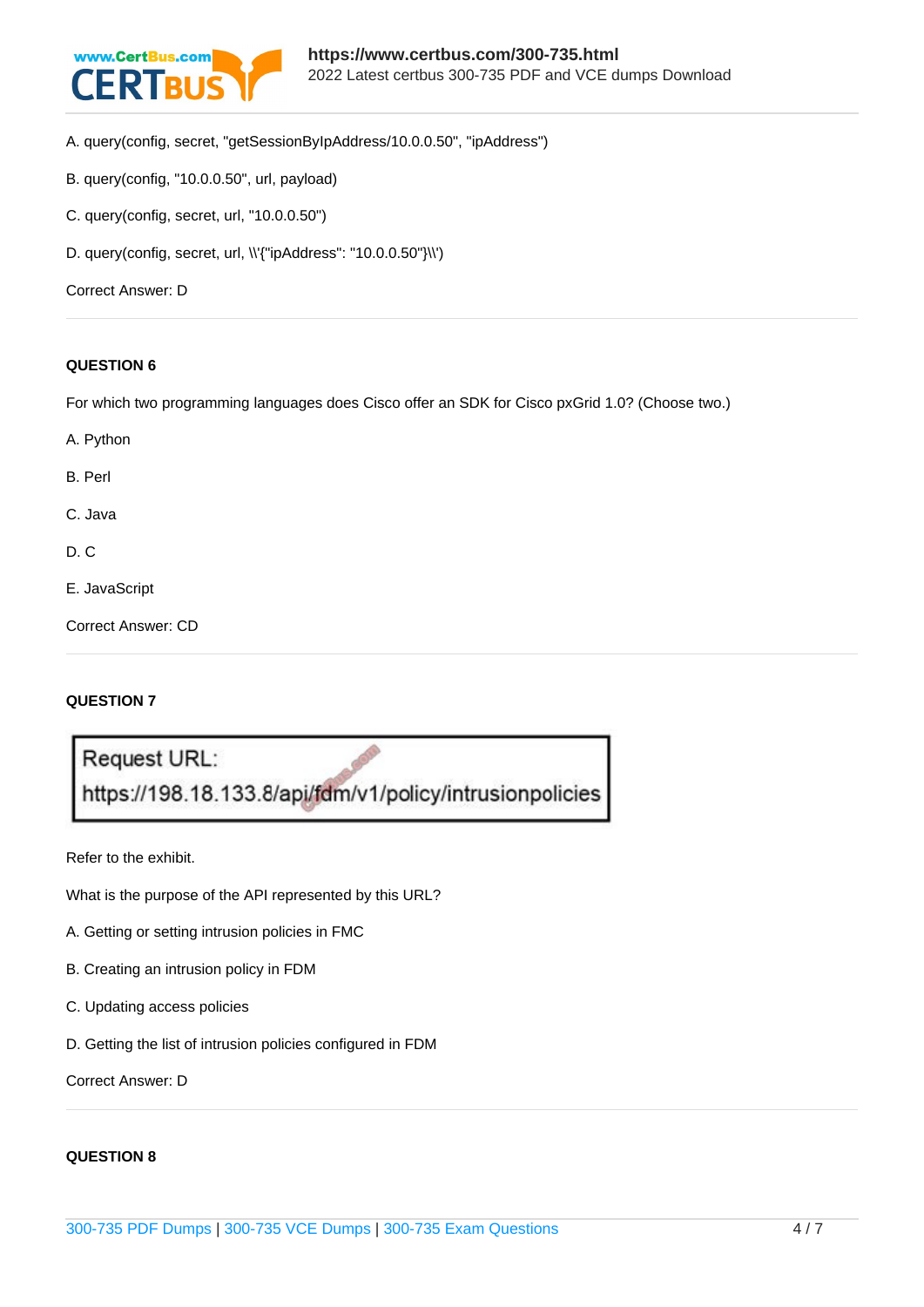A. query(config, secret, "getSessionByIpAddress/10.0.0.50", "ipAddress")

B. query(config, "10.0.0.50", url, payload)

C. query(config, secret, url, "10.0.0.50")

D. query(config, secret, url, \\'{"ipAddress": "10.0.0.50"}\\')

Correct Answer: D

### QUESTION 6

For which two programming languages does Cisco offer an SDK for Cisco pxGrid 1.0? (Choose two.)

A. Python

B. Perl

C. Java

D. C

E. JavaScript

Correct Answer: CD

### QUESTION 7

Request URL:
https://198.18.133.8/api/fdm/v1/policy/intrusionpolicies

Refer to the exhibit.

What is the purpose of the API represented by this URL?

A. Getting or setting intrusion policies in FMC

B. Creating an intrusion policy in FDM

C. Updating access policies

D. Getting the list of intrusion policies configured in FDM

Correct Answer: D

### QUESTION 8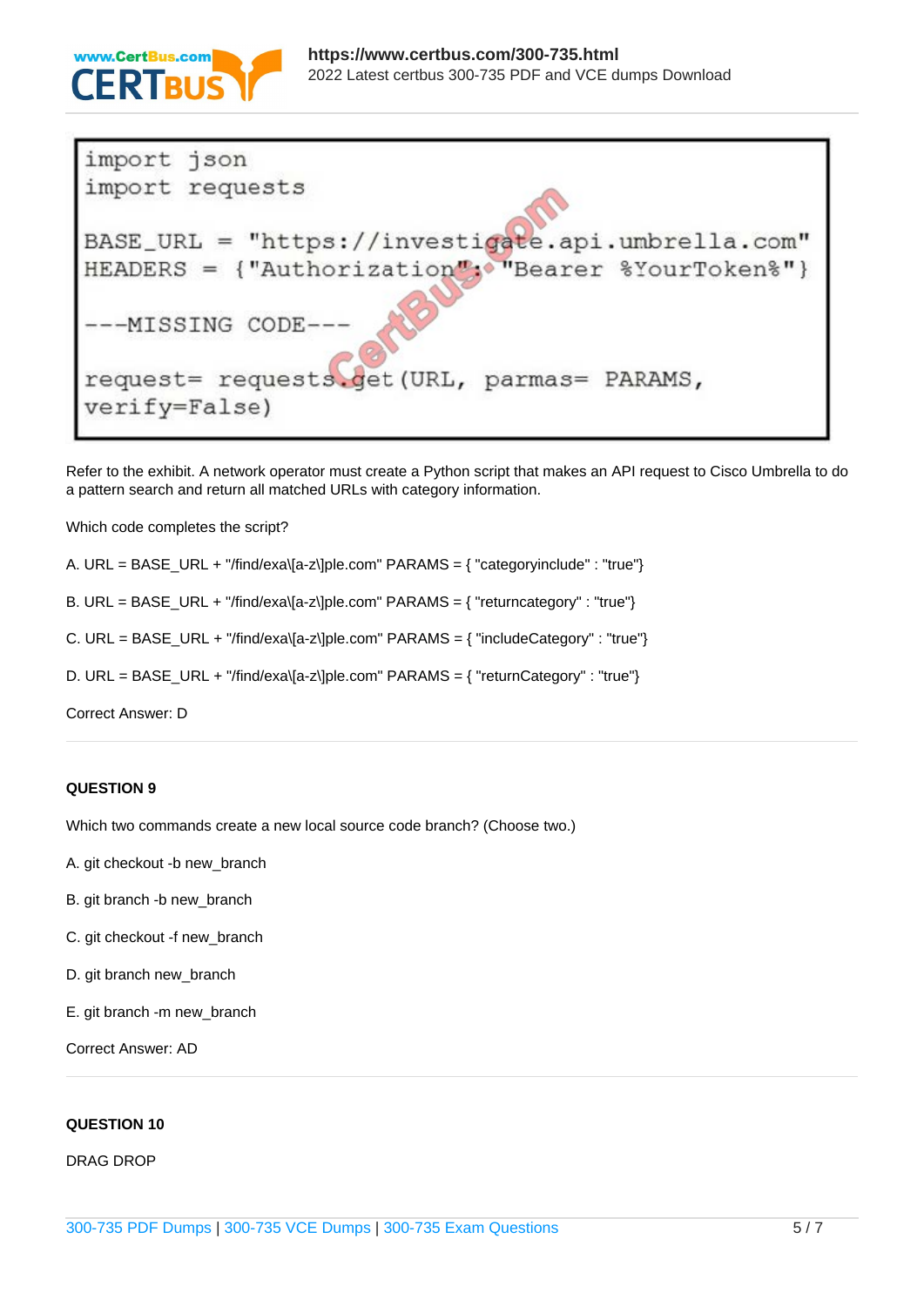```
import json
import requests

BASE_URL = "https://investigate.api.umbrella.com"
HEADERS = {"Authorization": "Bearer %YourToken%"}

---MISSING CODE---

request= requests.get(URL, parmas= PARAMS,
verify=False)
```

Refer to the exhibit. A network operator must create a Python script that makes an API request to Cisco Umbrella to do a pattern search and return all matched URLs with category information.

Which code completes the script?

A. URL = BASE_URL + "/find/exa\[a-z\]ple.com" PARAMS = { "categoryinclude" : "true"}

B. URL = BASE_URL + "/find/exa\[a-z\]ple.com" PARAMS = { "returncategory" : "true"}

C. URL = BASE_URL + "/find/exa\[a-z\]ple.com" PARAMS = { "includeCategory" : "true"}

D. URL = BASE_URL + "/find/exa\[a-z\]ple.com" PARAMS = { "returnCategory" : "true"}

Correct Answer: D

---

**QUESTION 9**

Which two commands create a new local source code branch? (Choose two.)

A. git checkout -b new_branch

B. git branch -b new_branch

C. git checkout -f new_branch

D. git branch new_branch

E. git branch -m new_branch

Correct Answer: AD

---

**QUESTION 10**

DRAG DROP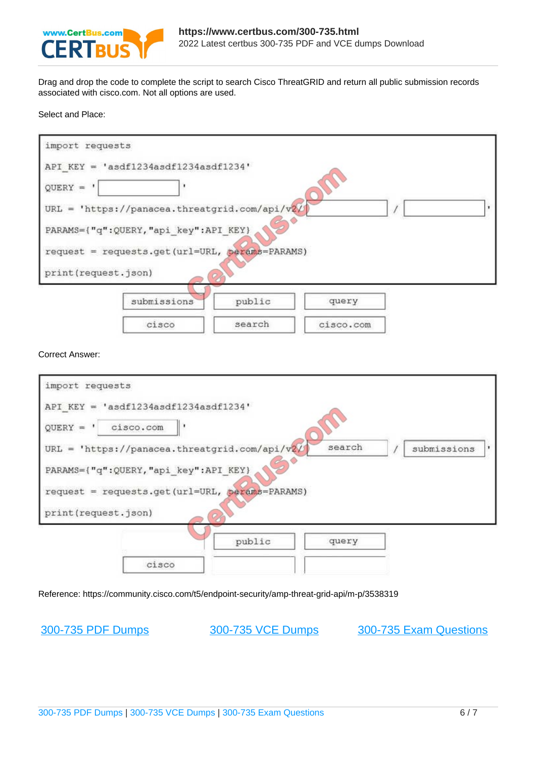Drag and drop the code to complete the script to search Cisco ThreatGRID and return all public submission records associated with cisco.com. Not all options are used.

Select and Place:

```
import requests
API_KEY = 'asdf1234asdf1234asdf1234'
QUERY = '[          ]'
URL = 'https://panacea.threatgrid.com/api/v2/[          ]/[          ]'
PARAMS={"q":QUERY,"api_key":API_KEY}
request = requests.get(url=URL, params=PARAMS)
print(request.json)
```

Options: submissions, public, query, cisco, search, cisco.com

Correct Answer:

```
import requests
API_KEY = 'asdf1234asdf1234asdf1234'
QUERY = 'cisco.com'
URL = 'https://panacea.threatgrid.com/api/v2/search/submissions'
PARAMS={"q":QUERY,"api_key":API_KEY}
request = requests.get(url=URL, params=PARAMS)
print(request.json)
```

Remaining options: public, query, cisco

Reference: https://community.cisco.com/t5/endpoint-security/amp-threat-grid-api/m-p/3538319

[300-735 PDF Dumps](https://www.certbus.com/300-735.html) [300-735 VCE Dumps](https://www.certbus.com/300-735.html) [300-735 Exam Questions](https://www.certbus.com/300-735.html)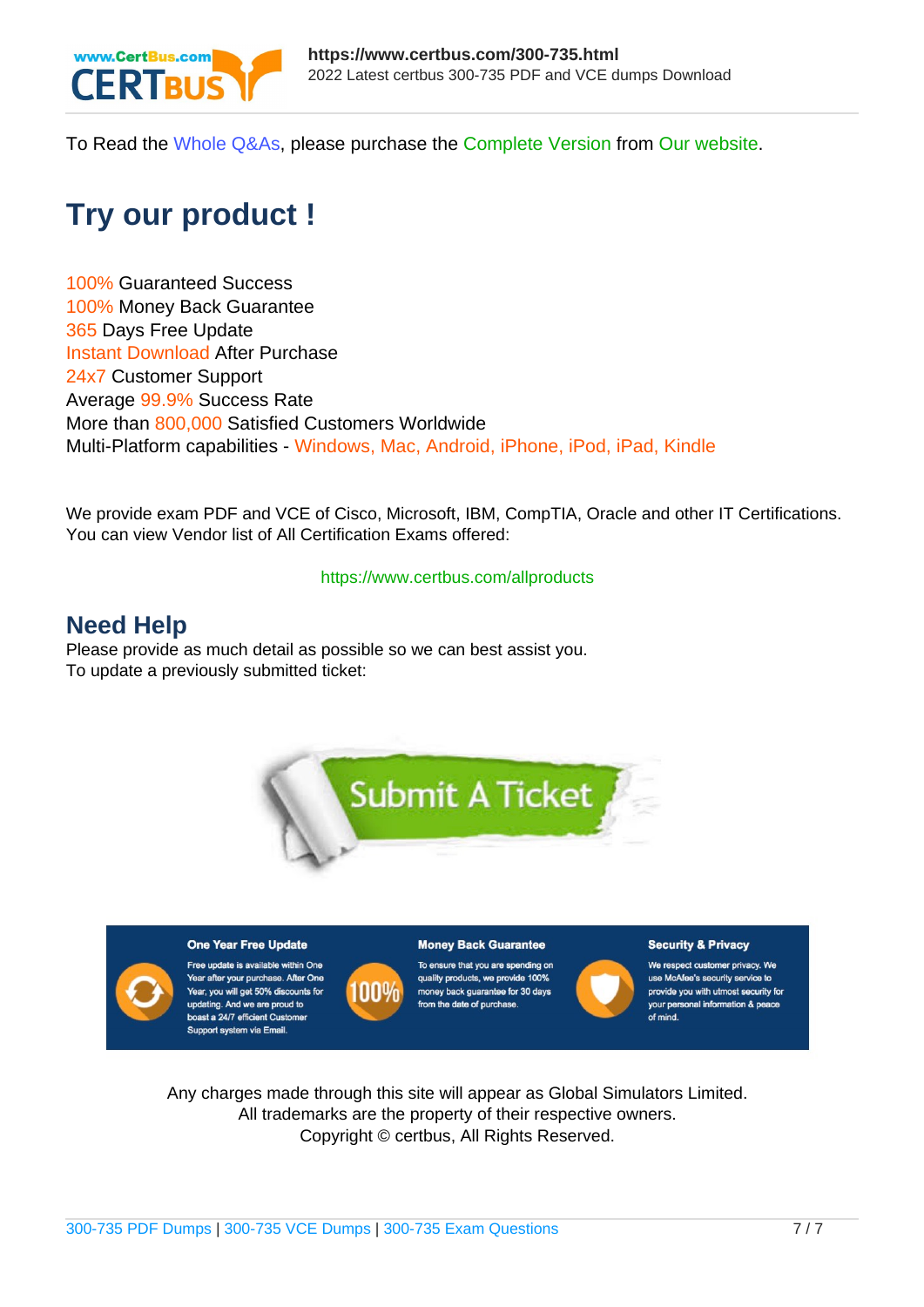To Read the Whole Q&As, please purchase the Complete Version from Our website.

# Try our product !

100% Guaranteed Success
100% Money Back Guarantee
365 Days Free Update
Instant Download After Purchase
24x7 Customer Support
Average 99.9% Success Rate
More than 800,000 Satisfied Customers Worldwide
Multi-Platform capabilities - Windows, Mac, Android, iPhone, iPod, iPad, Kindle

We provide exam PDF and VCE of Cisco, Microsoft, IBM, CompTIA, Oracle and other IT Certifications.
You can view Vendor list of All Certification Exams offered:

https://www.certbus.com/allproducts

## Need Help

Please provide as much detail as possible so we can best assist you.
To update a previously submitted ticket:

Submit A Ticket

**One Year Free Update**

Free update is available within One Year after your purchase. After One Year, you will get 50% discounts for updating. And we are proud to boast a 24/7 efficient Customer Support system via Email.

**Money Back Guarantee**

To ensure that you are spending on quality products, we provide 100% money back guarantee for 30 days from the date of purchase.

**Security & Privacy**

We respect customer privacy. We use McAfee's security service to provide you with utmost security for your personal information & peace of mind.

Any charges made through this site will appear as Global Simulators Limited.
All trademarks are the property of their respective owners.
Copyright © certbus, All Rights Reserved.